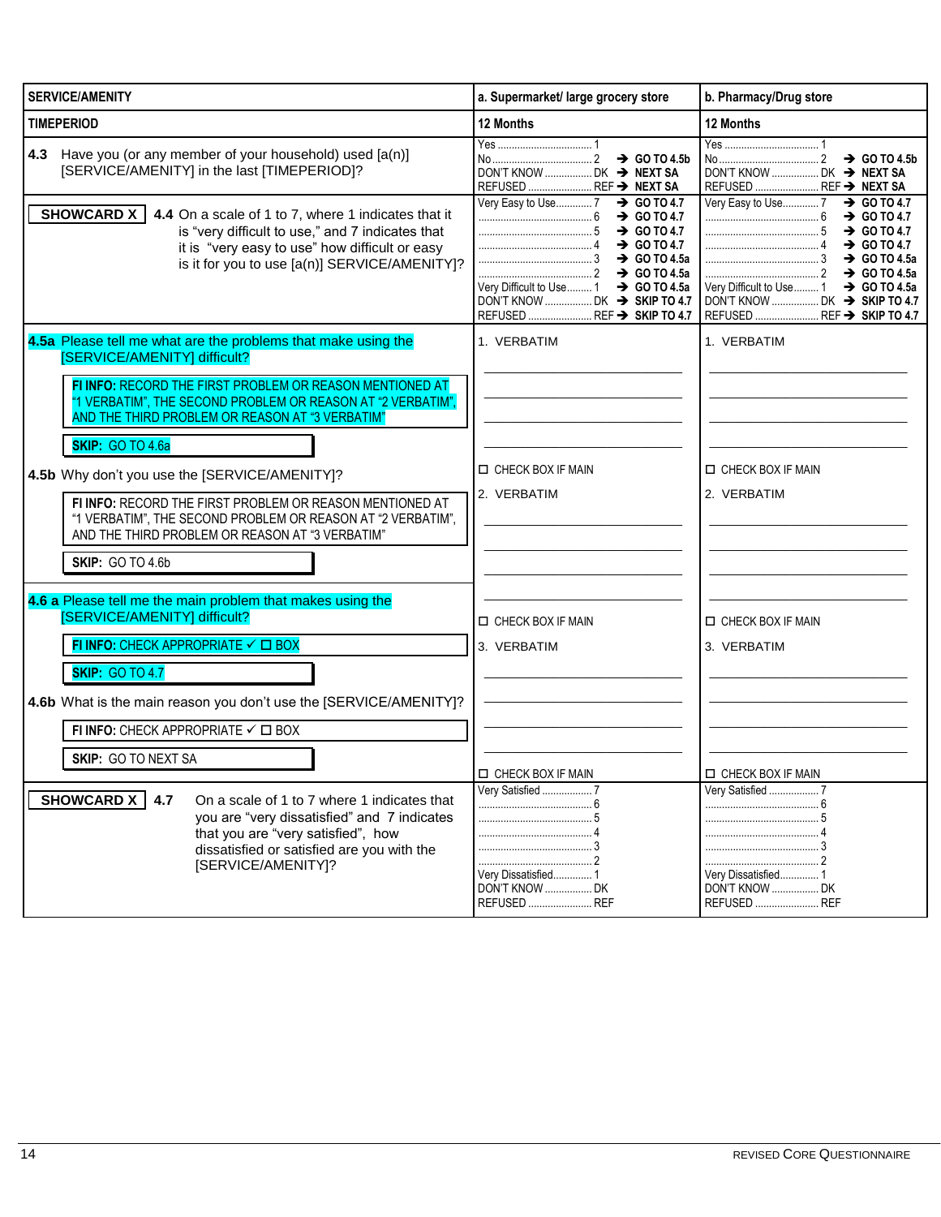| SERVICE/AMENITY | a. Supermarket/ large grocery store | b. Pharmacy/Drug store |
|---|---|---|
| TIMEPERIOD | 12 Months | 12 Months |
| **4.3** Have you (or any member of your household) used [a(n)] [SERVICE/AMENITY] in the last [TIMEPERIOD]? | Yes ........ 1<br>No ........ 2 → GO TO 4.5b<br>DON'T KNOW ........ DK → NEXT SA<br>REFUSED ........ REF → NEXT SA | Yes ........ 1<br>No ........ 2 → GO TO 4.5b<br>DON'T KNOW ........ DK → NEXT SA<br>REFUSED ........ REF → NEXT SA |
| **SHOWCARD X** **4.4** On a scale of 1 to 7, where 1 indicates that it is "very difficult to use," and 7 indicates that it is "very easy to use" how difficult or easy is it for you to use [a(n)] SERVICE/AMENITY]? | Very Easy to Use ........ 7 → GO TO 4.7<br>........ 6 → GO TO 4.7<br>........ 5 → GO TO 4.7<br>........ 4 → GO TO 4.7<br>........ 3 → GO TO 4.5a<br>........ 2 → GO TO 4.5a<br>Very Difficult to Use ........ 1 → GO TO 4.5a<br>DON'T KNOW ........ DK → SKIP TO 4.7<br>REFUSED ........ REF → SKIP TO 4.7 | Very Easy to Use ........ 7 → GO TO 4.7<br>........ 6 → GO TO 4.7<br>........ 5 → GO TO 4.7<br>........ 4 → GO TO 4.7<br>........ 3 → GO TO 4.5a<br>........ 2 → GO TO 4.5a<br>Very Difficult to Use ........ 1 → GO TO 4.5a<br>DON'T KNOW ........ DK → SKIP TO 4.7<br>REFUSED ........ REF → SKIP TO 4.7 |
| **4.5a** Please tell me what are the problems that make using the [SERVICE/AMENITY] difficult?<br>**FI INFO:** RECORD THE FIRST PROBLEM OR REASON MENTIONED AT "1 VERBATIM", THE SECOND PROBLEM OR REASON AT "2 VERBATIM", AND THE THIRD PROBLEM OR REASON AT "3 VERBATIM"<br>**SKIP:** GO TO 4.6a<br>**4.5b** Why don't you use the [SERVICE/AMENITY]?<br>**FI INFO:** RECORD THE FIRST PROBLEM OR REASON MENTIONED AT "1 VERBATIM", THE SECOND PROBLEM OR REASON AT "2 VERBATIM", AND THE THIRD PROBLEM OR REASON AT "3 VERBATIM"<br>**SKIP:** GO TO 4.6b<br>**4.6 a** Please tell me the main problem that makes using the [SERVICE/AMENITY] difficult?<br>**FI INFO:** CHECK APPROPRIATE ✓ ☐ BOX<br>**SKIP:** GO TO 4.7<br>**4.6b** What is the main reason you don't use the [SERVICE/AMENITY]?<br>**FI INFO:** CHECK APPROPRIATE ✓ ☐ BOX<br>**SKIP:** GO TO NEXT SA | 1. VERBATIM<br>________<br>________<br>________<br>________<br>☐ CHECK BOX IF MAIN<br>2. VERBATIM<br>________<br>________<br>________<br>________<br>☐ CHECK BOX IF MAIN<br>3. VERBATIM<br>________<br>________<br>________<br>________<br>☐ CHECK BOX IF MAIN | 1. VERBATIM<br>________<br>________<br>________<br>________<br>☐ CHECK BOX IF MAIN<br>2. VERBATIM<br>________<br>________<br>________<br>________<br>☐ CHECK BOX IF MAIN<br>3. VERBATIM<br>________<br>________<br>________<br>________<br>☐ CHECK BOX IF MAIN |
| **SHOWCARD X** **4.7** On a scale of 1 to 7 where 1 indicates that you are "very dissatisfied" and 7 indicates that you are "very satisfied", how dissatisfied or satisfied are you with the [SERVICE/AMENITY]? | Very Satisfied ........ 7<br>........ 6<br>........ 5<br>........ 4<br>........ 3<br>........ 2<br>Very Dissatisfied ........ 1<br>DON'T KNOW ........ DK<br>REFUSED ........ REF | Very Satisfied ........ 7<br>........ 6<br>........ 5<br>........ 4<br>........ 3<br>........ 2<br>Very Dissatisfied ........ 1<br>DON'T KNOW ........ DK<br>REFUSED ........ REF |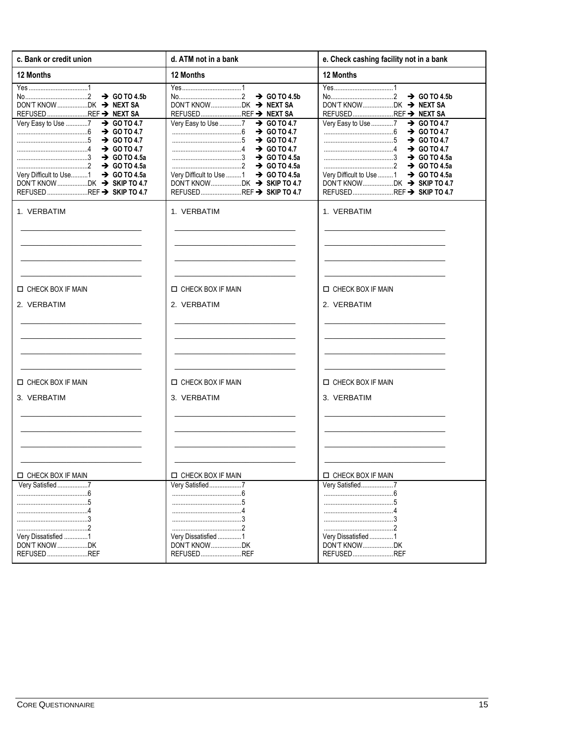| c. Bank or credit union | d. ATM not in a bank | e. Check cashing facility not in a bank |
|---|---|---|
| **12 Months** | **12 Months** | **12 Months** |
| Yes....1<br>No....2 → **GO TO 4.5b**<br>DON'T KNOW....DK → **NEXT SA**<br>REFUSED....REF → **NEXT SA** | Yes....1<br>No....2 → **GO TO 4.5b**<br>DON'T KNOW....DK → **NEXT SA**<br>REFUSED....REF → **NEXT SA** | Yes....1<br>No....2 → **GO TO 4.5b**<br>DON'T KNOW....DK → **NEXT SA**<br>REFUSED....REF → **NEXT SA** |
| Very Easy to Use....7 → **GO TO 4.7**<br>....6 → **GO TO 4.7**<br>....5 → **GO TO 4.7**<br>....4 → **GO TO 4.7**<br>....3 → **GO TO 4.5a**<br>....2 → **GO TO 4.5a**<br>Very Difficult to Use....1 → **GO TO 4.5a**<br>DON'T KNOW....DK → **SKIP TO 4.7**<br>REFUSED....REF → **SKIP TO 4.7** | Very Easy to Use....7 → **GO TO 4.7**<br>....6 → **GO TO 4.7**<br>....5 → **GO TO 4.7**<br>....4 → **GO TO 4.7**<br>....3 → **GO TO 4.5a**<br>....2 → **GO TO 4.5a**<br>Very Difficult to Use....1 → **GO TO 4.5a**<br>DON'T KNOW....DK → **SKIP TO 4.7**<br>REFUSED....REF → **SKIP TO 4.7** | Very Easy to Use....7 → **GO TO 4.7**<br>....6 → **GO TO 4.7**<br>....5 → **GO TO 4.7**<br>....4 → **GO TO 4.7**<br>....3 → **GO TO 4.5a**<br>....2 → **GO TO 4.5a**<br>Very Difficult to Use....1 → **GO TO 4.5a**<br>DON'T KNOW....DK → **SKIP TO 4.7**<br>REFUSED....REF → **SKIP TO 4.7** |
| 1. VERBATIM<br>____________________<br>____________________<br>____________________<br>____________________<br>☐ CHECK BOX IF MAIN<br>2. VERBATIM<br>____________________<br>____________________<br>____________________<br>____________________<br>☐ CHECK BOX IF MAIN<br>3. VERBATIM<br>____________________<br>____________________<br>____________________<br>____________________<br>☐ CHECK BOX IF MAIN | 1. VERBATIM<br>____________________<br>____________________<br>____________________<br>____________________<br>☐ CHECK BOX IF MAIN<br>2. VERBATIM<br>____________________<br>____________________<br>____________________<br>____________________<br>☐ CHECK BOX IF MAIN<br>3. VERBATIM<br>____________________<br>____________________<br>____________________<br>____________________<br>☐ CHECK BOX IF MAIN | 1. VERBATIM<br>____________________<br>____________________<br>____________________<br>____________________<br>☐ CHECK BOX IF MAIN<br>2. VERBATIM<br>____________________<br>____________________<br>____________________<br>____________________<br>☐ CHECK BOX IF MAIN<br>3. VERBATIM<br>____________________<br>____________________<br>____________________<br>____________________<br>☐ CHECK BOX IF MAIN |
| Very Satisfied....7<br>....6<br>....5<br>....4<br>....3<br>....2<br>Very Dissatisfied....1<br>DON'T KNOW....DK<br>REFUSED....REF | Very Satisfied....7<br>....6<br>....5<br>....4<br>....3<br>....2<br>Very Dissatisfied....1<br>DON'T KNOW....DK<br>REFUSED....REF | Very Satisfied....7<br>....6<br>....5<br>....4<br>....3<br>....2<br>Very Dissatisfied....1<br>DON'T KNOW....DK<br>REFUSED....REF |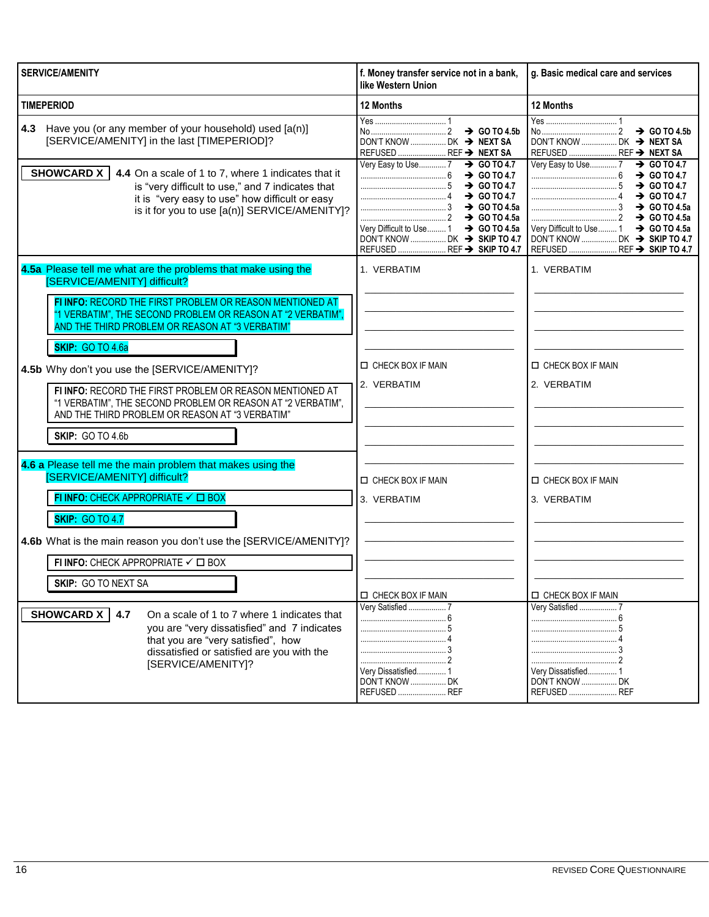| SERVICE/AMENITY | f. Money transfer service not in a bank, like Western Union | g. Basic medical care and services |
|---|---|---|
| TIMEPERIOD | 12 Months | 12 Months |
| **4.3** Have you (or any member of your household) used [a(n)] [SERVICE/AMENITY] in the last [TIMEPERIOD]? | Yes .......... 1<br>No .......... 2 → GO TO 4.5b<br>DON'T KNOW .......... DK → NEXT SA<br>REFUSED .......... REF → NEXT SA | Yes .......... 1<br>No .......... 2 → GO TO 4.5b<br>DON'T KNOW .......... DK → NEXT SA<br>REFUSED .......... REF → NEXT SA |
| **SHOWCARD X** **4.4** On a scale of 1 to 7, where 1 indicates that it is "very difficult to use," and 7 indicates that it is "very easy to use" how difficult or easy is it for you to use [a(n)] SERVICE/AMENITY]? | Very Easy to Use .......... 7 → GO TO 4.7<br>.......... 6 → GO TO 4.7<br>.......... 5 → GO TO 4.7<br>.......... 4 → GO TO 4.7<br>.......... 3 → GO TO 4.5a<br>.......... 2 → GO TO 4.5a<br>Very Difficult to Use .......... 1 → GO TO 4.5a<br>DON'T KNOW .......... DK → SKIP TO 4.7<br>REFUSED .......... REF → SKIP TO 4.7 | Very Easy to Use .......... 7 → GO TO 4.7<br>.......... 6 → GO TO 4.7<br>.......... 5 → GO TO 4.7<br>.......... 4 → GO TO 4.7<br>.......... 3 → GO TO 4.5a<br>.......... 2 → GO TO 4.5a<br>Very Difficult to Use .......... 1 → GO TO 4.5a<br>DON'T KNOW .......... DK → SKIP TO 4.7<br>REFUSED .......... REF → SKIP TO 4.7 |
| **4.5a** Please tell me what are the problems that make using the [SERVICE/AMENITY] difficult?<br>**FI INFO:** RECORD THE FIRST PROBLEM OR REASON MENTIONED AT "1 VERBATIM", THE SECOND PROBLEM OR REASON AT "2 VERBATIM", AND THE THIRD PROBLEM OR REASON AT "3 VERBATIM"<br>**SKIP:** GO TO 4.6a<br>**4.5b** Why don't you use the [SERVICE/AMENITY]?<br>**FI INFO:** RECORD THE FIRST PROBLEM OR REASON MENTIONED AT "1 VERBATIM", THE SECOND PROBLEM OR REASON AT "2 VERBATIM", AND THE THIRD PROBLEM OR REASON AT "3 VERBATIM"<br>**SKIP:** GO TO 4.6b<br>**4.6 a** Please tell me the main problem that makes using the [SERVICE/AMENITY] difficult?<br>**FI INFO:** CHECK APPROPRIATE ✓ ☐ BOX<br>**SKIP:** GO TO 4.7<br>**4.6b** What is the main reason you don't use the [SERVICE/AMENITY]?<br>**FI INFO:** CHECK APPROPRIATE ✓ ☐ BOX<br>**SKIP:** GO TO NEXT SA | 1. VERBATIM<br>\_\_\_\_\_\_\_\_<br>☐ CHECK BOX IF MAIN<br>2. VERBATIM<br>\_\_\_\_\_\_\_\_<br>☐ CHECK BOX IF MAIN<br>3. VERBATIM<br>\_\_\_\_\_\_\_\_<br>☐ CHECK BOX IF MAIN | 1. VERBATIM<br>\_\_\_\_\_\_\_\_<br>☐ CHECK BOX IF MAIN<br>2. VERBATIM<br>\_\_\_\_\_\_\_\_<br>☐ CHECK BOX IF MAIN<br>3. VERBATIM<br>\_\_\_\_\_\_\_\_<br>☐ CHECK BOX IF MAIN |
| **SHOWCARD X** **4.7** On a scale of 1 to 7 where 1 indicates that you are "very dissatisfied" and 7 indicates that you are "very satisfied", how dissatisfied or satisfied are you with the [SERVICE/AMENITY]? | Very Satisfied .......... 7<br>.......... 6<br>.......... 5<br>.......... 4<br>.......... 3<br>.......... 2<br>Very Dissatisfied .......... 1<br>DON'T KNOW .......... DK<br>REFUSED .......... REF | Very Satisfied .......... 7<br>.......... 6<br>.......... 5<br>.......... 4<br>.......... 3<br>.......... 2<br>Very Dissatisfied .......... 1<br>DON'T KNOW .......... DK<br>REFUSED .......... REF |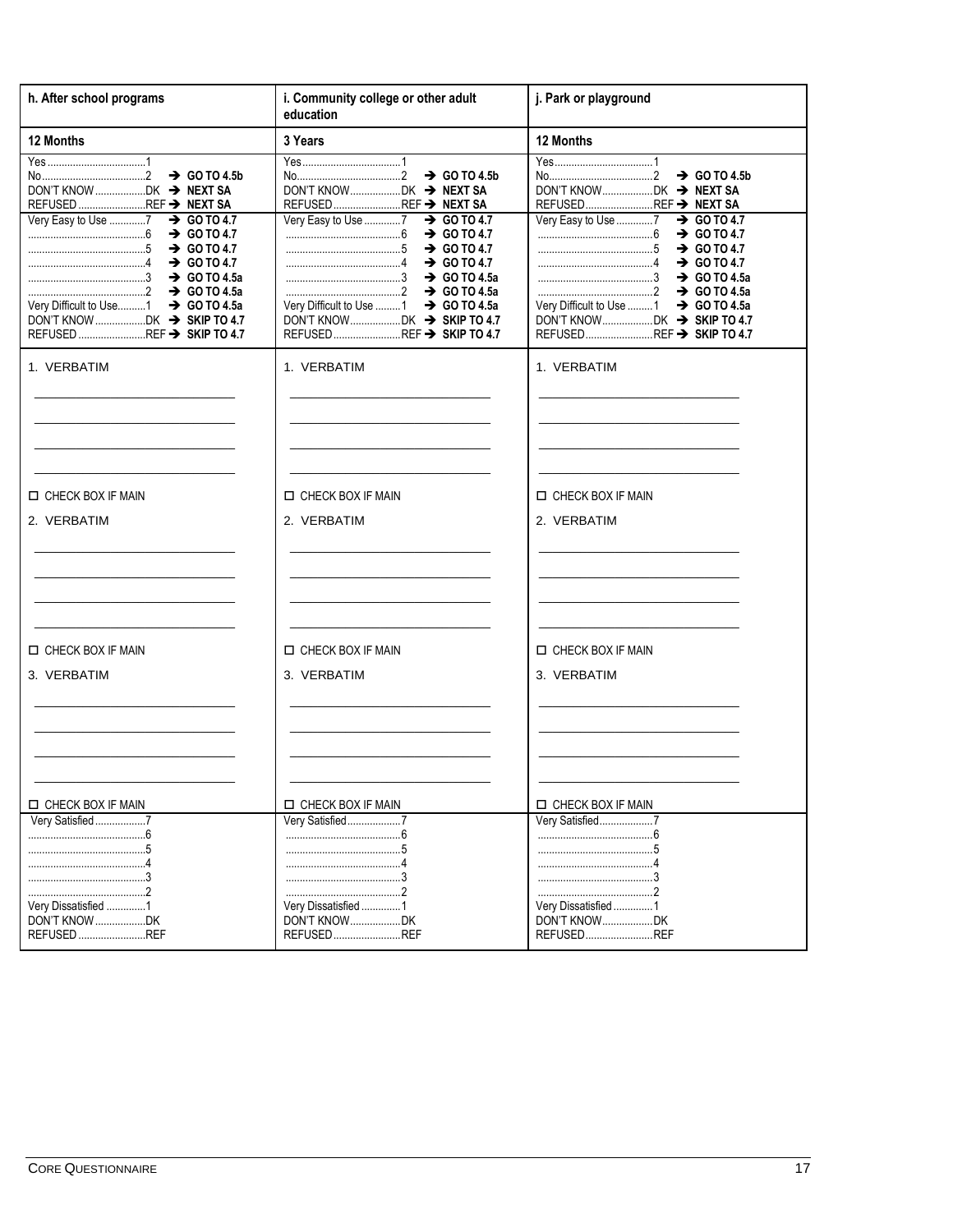| h. After school programs | i. Community college or other adult education | j. Park or playground |
|---|---|---|
| **12 Months** | **3 Years** | **12 Months** |
| Yes ....1<br>No ....2 → GO TO 4.5b<br>DON'T KNOW ....DK → NEXT SA<br>REFUSED ....REF → NEXT SA | Yes ....1<br>No ....2 → GO TO 4.5b<br>DON'T KNOW ....DK → NEXT SA<br>REFUSED ....REF → NEXT SA | Yes ....1<br>No ....2 → GO TO 4.5b<br>DON'T KNOW ....DK → NEXT SA<br>REFUSED ....REF → NEXT SA |
| Very Easy to Use ....7 → GO TO 4.7<br>....6 → GO TO 4.7<br>....5 → GO TO 4.7<br>....4 → GO TO 4.7<br>....3 → GO TO 4.5a<br>....2 → GO TO 4.5a<br>Very Difficult to Use....1 → GO TO 4.5a<br>DON'T KNOW ....DK → SKIP TO 4.7<br>REFUSED ....REF → SKIP TO 4.7 | Very Easy to Use ....7 → GO TO 4.7<br>....6 → GO TO 4.7<br>....5 → GO TO 4.7<br>....4 → GO TO 4.7<br>....3 → GO TO 4.5a<br>....2 → GO TO 4.5a<br>Very Difficult to Use ....1 → GO TO 4.5a<br>DON'T KNOW ....DK → SKIP TO 4.7<br>REFUSED ....REF → SKIP TO 4.7 | Very Easy to Use ....7 → GO TO 4.7<br>....6 → GO TO 4.7<br>....5 → GO TO 4.7<br>....4 → GO TO 4.7<br>....3 → GO TO 4.5a<br>....2 → GO TO 4.5a<br>Very Difficult to Use ....1 → GO TO 4.5a<br>DON'T KNOW ....DK → SKIP TO 4.7<br>REFUSED ....REF → SKIP TO 4.7 |
| 1. VERBATIM<br>\_\_\_\_\_\_\_\_\_\_<br>\_\_\_\_\_\_\_\_\_\_<br>\_\_\_\_\_\_\_\_\_\_<br>\_\_\_\_\_\_\_\_\_\_<br>☐ CHECK BOX IF MAIN<br>2. VERBATIM<br>\_\_\_\_\_\_\_\_\_\_<br>\_\_\_\_\_\_\_\_\_\_<br>\_\_\_\_\_\_\_\_\_\_<br>\_\_\_\_\_\_\_\_\_\_<br>☐ CHECK BOX IF MAIN<br>3. VERBATIM<br>\_\_\_\_\_\_\_\_\_\_<br>\_\_\_\_\_\_\_\_\_\_<br>\_\_\_\_\_\_\_\_\_\_<br>\_\_\_\_\_\_\_\_\_\_<br>☐ CHECK BOX IF MAIN | 1. VERBATIM<br>\_\_\_\_\_\_\_\_\_\_<br>\_\_\_\_\_\_\_\_\_\_<br>\_\_\_\_\_\_\_\_\_\_<br>\_\_\_\_\_\_\_\_\_\_<br>☐ CHECK BOX IF MAIN<br>2. VERBATIM<br>\_\_\_\_\_\_\_\_\_\_<br>\_\_\_\_\_\_\_\_\_\_<br>\_\_\_\_\_\_\_\_\_\_<br>\_\_\_\_\_\_\_\_\_\_<br>☐ CHECK BOX IF MAIN<br>3. VERBATIM<br>\_\_\_\_\_\_\_\_\_\_<br>\_\_\_\_\_\_\_\_\_\_<br>\_\_\_\_\_\_\_\_\_\_<br>\_\_\_\_\_\_\_\_\_\_<br>☐ CHECK BOX IF MAIN | 1. VERBATIM<br>\_\_\_\_\_\_\_\_\_\_<br>\_\_\_\_\_\_\_\_\_\_<br>\_\_\_\_\_\_\_\_\_\_<br>\_\_\_\_\_\_\_\_\_\_<br>☐ CHECK BOX IF MAIN<br>2. VERBATIM<br>\_\_\_\_\_\_\_\_\_\_<br>\_\_\_\_\_\_\_\_\_\_<br>\_\_\_\_\_\_\_\_\_\_<br>\_\_\_\_\_\_\_\_\_\_<br>☐ CHECK BOX IF MAIN<br>3. VERBATIM<br>\_\_\_\_\_\_\_\_\_\_<br>\_\_\_\_\_\_\_\_\_\_<br>\_\_\_\_\_\_\_\_\_\_<br>\_\_\_\_\_\_\_\_\_\_<br>☐ CHECK BOX IF MAIN |
| Very Satisfied ....7<br>....6<br>....5<br>....4<br>....3<br>....2<br>Very Dissatisfied ....1<br>DON'T KNOW ....DK<br>REFUSED ....REF | Very Satisfied ....7<br>....6<br>....5<br>....4<br>....3<br>....2<br>Very Dissatisfied ....1<br>DON'T KNOW ....DK<br>REFUSED ....REF | Very Satisfied ....7<br>....6<br>....5<br>....4<br>....3<br>....2<br>Very Dissatisfied ....1<br>DON'T KNOW ....DK<br>REFUSED ....REF |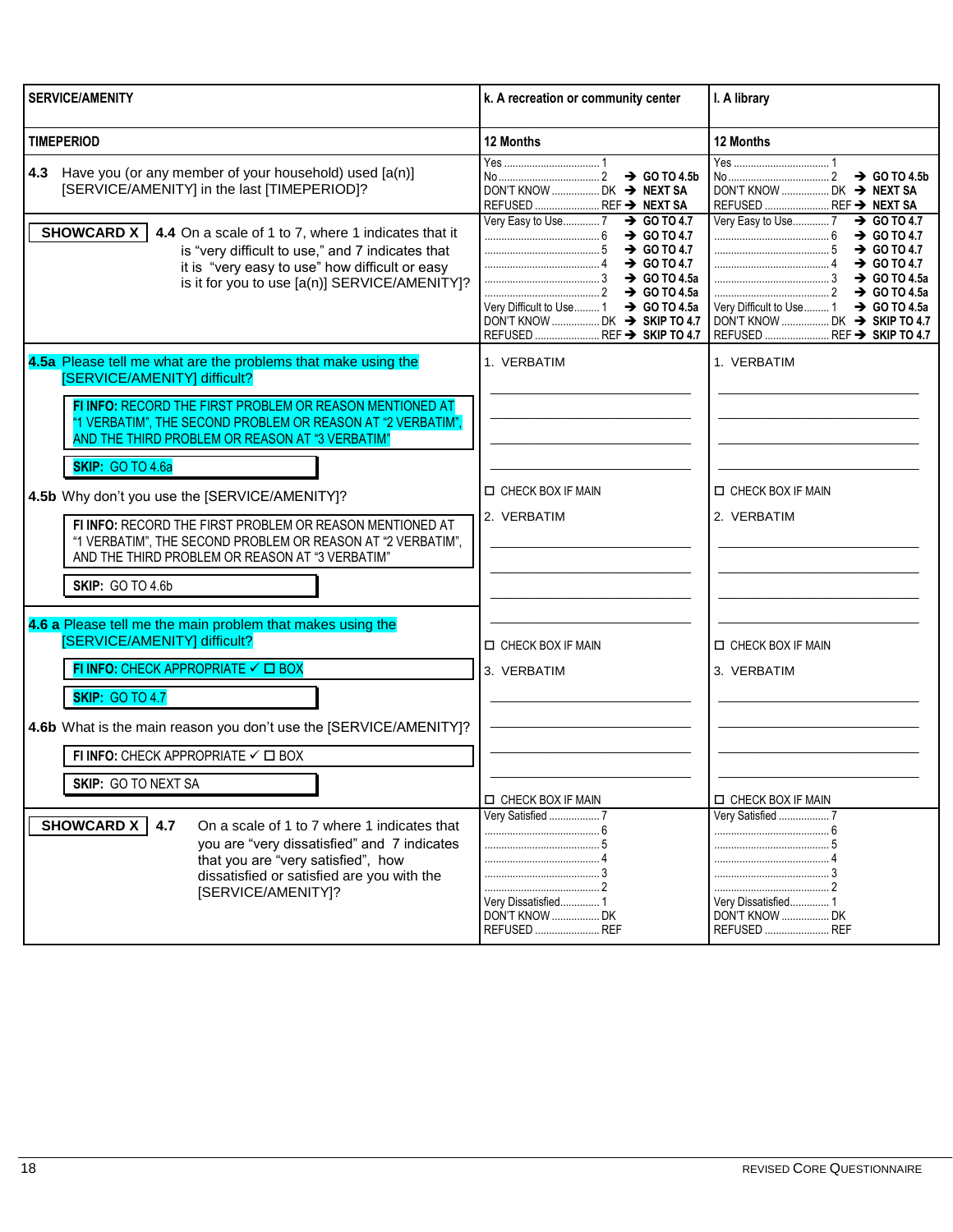| SERVICE/AMENITY | k. A recreation or community center | l. A library |
|---|---|---|
| TIMEPERIOD | 12 Months | 12 Months |
| **4.3** Have you (or any member of your household) used [a(n)] [SERVICE/AMENITY] in the last [TIMEPERIOD]? | Yes .......... 1<br>No .......... 2 → GO TO 4.5b<br>DON'T KNOW .......... DK → NEXT SA<br>REFUSED .......... REF → NEXT SA | Yes .......... 1<br>No .......... 2 → GO TO 4.5b<br>DON'T KNOW .......... DK → NEXT SA<br>REFUSED .......... REF → NEXT SA |
| **SHOWCARD X** **4.4** On a scale of 1 to 7, where 1 indicates that it is "very difficult to use," and 7 indicates that it is "very easy to use" how difficult or easy is it for you to use [a(n)] SERVICE/AMENITY]? | Very Easy to Use .......... 7 → GO TO 4.7<br>.......... 6 → GO TO 4.7<br>.......... 5 → GO TO 4.7<br>.......... 4 → GO TO 4.7<br>.......... 3 → GO TO 4.5a<br>.......... 2 → GO TO 4.5a<br>Very Difficult to Use .......... 1 → GO TO 4.5a<br>DON'T KNOW .......... DK → SKIP TO 4.7<br>REFUSED .......... REF → SKIP TO 4.7 | Very Easy to Use .......... 7 → GO TO 4.7<br>.......... 6 → GO TO 4.7<br>.......... 5 → GO TO 4.7<br>.......... 4 → GO TO 4.7<br>.......... 3 → GO TO 4.5a<br>.......... 2 → GO TO 4.5a<br>Very Difficult to Use .......... 1 → GO TO 4.5a<br>DON'T KNOW .......... DK → SKIP TO 4.7<br>REFUSED .......... REF → SKIP TO 4.7 |
| **4.5a** Please tell me what are the problems that make using the [SERVICE/AMENITY] difficult?<br>**FI INFO:** RECORD THE FIRST PROBLEM OR REASON MENTIONED AT "1 VERBATIM", THE SECOND PROBLEM OR REASON AT "2 VERBATIM", AND THE THIRD PROBLEM OR REASON AT "3 VERBATIM"<br>**SKIP:** GO TO 4.6a<br>**4.5b** Why don't you use the [SERVICE/AMENITY]?<br>**FI INFO:** RECORD THE FIRST PROBLEM OR REASON MENTIONED AT "1 VERBATIM", THE SECOND PROBLEM OR REASON AT "2 VERBATIM", AND THE THIRD PROBLEM OR REASON AT "3 VERBATIM"<br>**SKIP:** GO TO 4.6b | 1. VERBATIM<br>\_\_\_\_\_\_\_\_\_\_<br>☐ CHECK BOX IF MAIN<br>2. VERBATIM<br>\_\_\_\_\_\_\_\_\_\_<br>☐ CHECK BOX IF MAIN<br>3. VERBATIM<br>\_\_\_\_\_\_\_\_\_\_<br>☐ CHECK BOX IF MAIN | 1. VERBATIM<br>\_\_\_\_\_\_\_\_\_\_<br>☐ CHECK BOX IF MAIN<br>2. VERBATIM<br>\_\_\_\_\_\_\_\_\_\_<br>☐ CHECK BOX IF MAIN<br>3. VERBATIM<br>\_\_\_\_\_\_\_\_\_\_<br>☐ CHECK BOX IF MAIN |
| **4.6 a** Please tell me the main problem that makes using the [SERVICE/AMENITY] difficult?<br>**FI INFO:** CHECK APPROPRIATE ✓ ☐ BOX<br>**SKIP:** GO TO 4.7<br>**4.6b** What is the main reason you don't use the [SERVICE/AMENITY]?<br>**FI INFO:** CHECK APPROPRIATE ✓ ☐ BOX<br>**SKIP:** GO TO NEXT SA | | |
| **SHOWCARD X** **4.7** On a scale of 1 to 7 where 1 indicates that you are "very dissatisfied" and 7 indicates that you are "very satisfied", how dissatisfied or satisfied are you with the [SERVICE/AMENITY]? | Very Satisfied .......... 7<br>.......... 6<br>.......... 5<br>.......... 4<br>.......... 3<br>.......... 2<br>Very Dissatisfied .......... 1<br>DON'T KNOW .......... DK<br>REFUSED .......... REF | Very Satisfied .......... 7<br>.......... 6<br>.......... 5<br>.......... 4<br>.......... 3<br>.......... 2<br>Very Dissatisfied .......... 1<br>DON'T KNOW .......... DK<br>REFUSED .......... REF |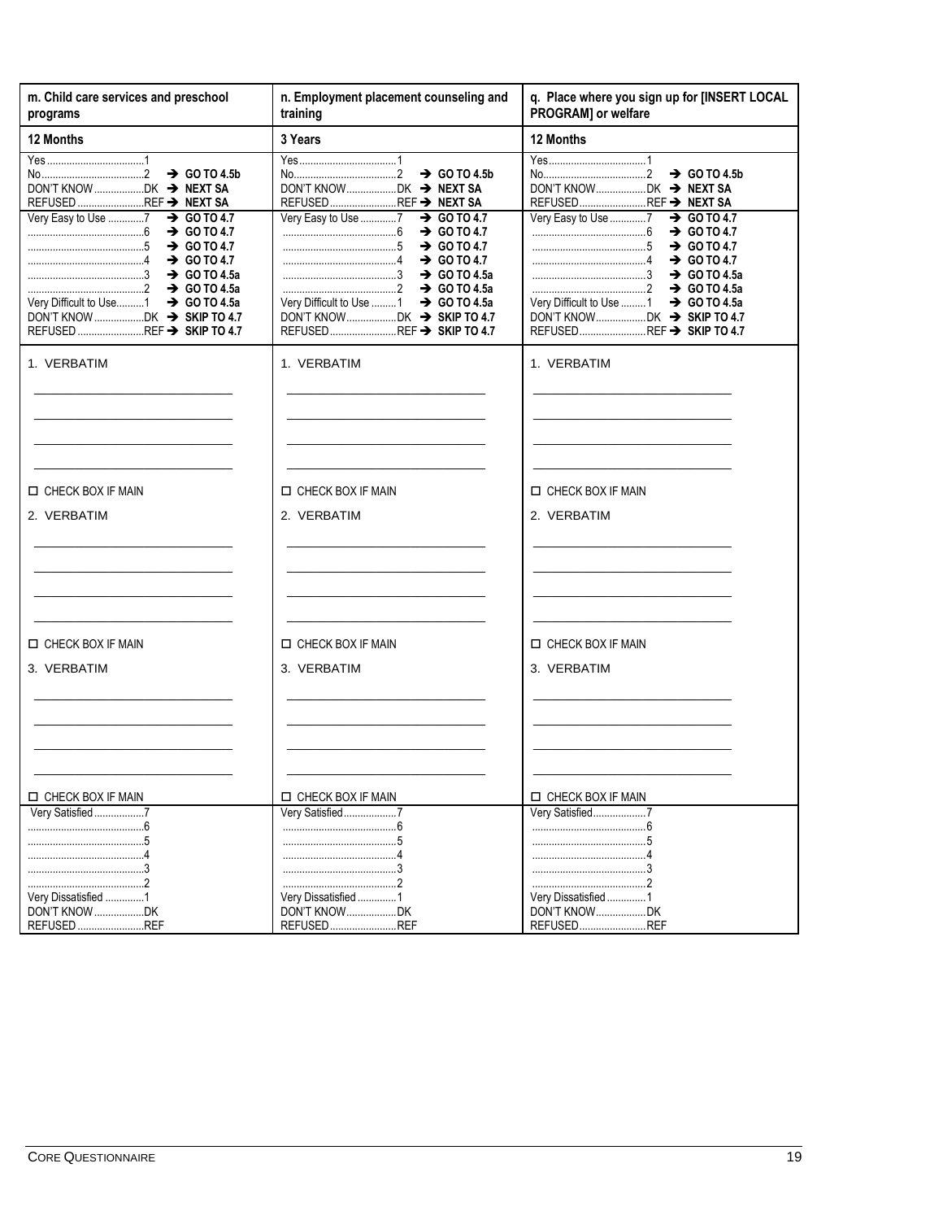| m. Child care services and preschool programs | n. Employment placement counseling and training | q. Place where you sign up for [INSERT LOCAL PROGRAM] or welfare |
|---|---|---|
| **12 Months** | **3 Years** | **12 Months** |
| Yes....1<br>No....2 → **GO TO 4.5b**<br>DON'T KNOW....DK → **NEXT SA**<br>REFUSED....REF → **NEXT SA** | Yes....1<br>No....2 → **GO TO 4.5b**<br>DON'T KNOW....DK → **NEXT SA**<br>REFUSED....REF → **NEXT SA** | Yes....1<br>No....2 → **GO TO 4.5b**<br>DON'T KNOW....DK → **NEXT SA**<br>REFUSED....REF → **NEXT SA** |
| Very Easy to Use....7 → **GO TO 4.7**<br>....6 → **GO TO 4.7**<br>....5 → **GO TO 4.7**<br>....4 → **GO TO 4.7**<br>....3 → **GO TO 4.5a**<br>....2 → **GO TO 4.5a**<br>Very Difficult to Use....1 → **GO TO 4.5a**<br>DON'T KNOW....DK → **SKIP TO 4.7**<br>REFUSED....REF → **SKIP TO 4.7** | Very Easy to Use....7 → **GO TO 4.7**<br>....6 → **GO TO 4.7**<br>....5 → **GO TO 4.7**<br>....4 → **GO TO 4.7**<br>....3 → **GO TO 4.5a**<br>....2 → **GO TO 4.5a**<br>Very Difficult to Use....1 → **GO TO 4.5a**<br>DON'T KNOW....DK → **SKIP TO 4.7**<br>REFUSED....REF → **SKIP TO 4.7** | Very Easy to Use....7 → **GO TO 4.7**<br>....6 → **GO TO 4.7**<br>....5 → **GO TO 4.7**<br>....4 → **GO TO 4.7**<br>....3 → **GO TO 4.5a**<br>....2 → **GO TO 4.5a**<br>Very Difficult to Use....1 → **GO TO 4.5a**<br>DON'T KNOW....DK → **SKIP TO 4.7**<br>REFUSED....REF → **SKIP TO 4.7** |
| 1. VERBATIM<br>\_\_\_\_\_\_\_\_\_\_<br>\_\_\_\_\_\_\_\_\_\_<br>\_\_\_\_\_\_\_\_\_\_<br>\_\_\_\_\_\_\_\_\_\_<br>☐ CHECK BOX IF MAIN<br>2. VERBATIM<br>\_\_\_\_\_\_\_\_\_\_<br>\_\_\_\_\_\_\_\_\_\_<br>\_\_\_\_\_\_\_\_\_\_<br>\_\_\_\_\_\_\_\_\_\_<br>☐ CHECK BOX IF MAIN<br>3. VERBATIM<br>\_\_\_\_\_\_\_\_\_\_<br>\_\_\_\_\_\_\_\_\_\_<br>\_\_\_\_\_\_\_\_\_\_<br>\_\_\_\_\_\_\_\_\_\_<br>☐ CHECK BOX IF MAIN | 1. VERBATIM<br>\_\_\_\_\_\_\_\_\_\_<br>\_\_\_\_\_\_\_\_\_\_<br>\_\_\_\_\_\_\_\_\_\_<br>\_\_\_\_\_\_\_\_\_\_<br>☐ CHECK BOX IF MAIN<br>2. VERBATIM<br>\_\_\_\_\_\_\_\_\_\_<br>\_\_\_\_\_\_\_\_\_\_<br>\_\_\_\_\_\_\_\_\_\_<br>\_\_\_\_\_\_\_\_\_\_<br>☐ CHECK BOX IF MAIN<br>3. VERBATIM<br>\_\_\_\_\_\_\_\_\_\_<br>\_\_\_\_\_\_\_\_\_\_<br>\_\_\_\_\_\_\_\_\_\_<br>\_\_\_\_\_\_\_\_\_\_<br>☐ CHECK BOX IF MAIN | 1. VERBATIM<br>\_\_\_\_\_\_\_\_\_\_<br>\_\_\_\_\_\_\_\_\_\_<br>\_\_\_\_\_\_\_\_\_\_<br>\_\_\_\_\_\_\_\_\_\_<br>☐ CHECK BOX IF MAIN<br>2. VERBATIM<br>\_\_\_\_\_\_\_\_\_\_<br>\_\_\_\_\_\_\_\_\_\_<br>\_\_\_\_\_\_\_\_\_\_<br>\_\_\_\_\_\_\_\_\_\_<br>☐ CHECK BOX IF MAIN<br>3. VERBATIM<br>\_\_\_\_\_\_\_\_\_\_<br>\_\_\_\_\_\_\_\_\_\_<br>\_\_\_\_\_\_\_\_\_\_<br>\_\_\_\_\_\_\_\_\_\_<br>☐ CHECK BOX IF MAIN |
| Very Satisfied....7<br>....6<br>....5<br>....4<br>....3<br>....2<br>Very Dissatisfied....1<br>DON'T KNOW....DK<br>REFUSED....REF | Very Satisfied....7<br>....6<br>....5<br>....4<br>....3<br>....2<br>Very Dissatisfied....1<br>DON'T KNOW....DK<br>REFUSED....REF | Very Satisfied....7<br>....6<br>....5<br>....4<br>....3<br>....2<br>Very Dissatisfied....1<br>DON'T KNOW....DK<br>REFUSED....REF |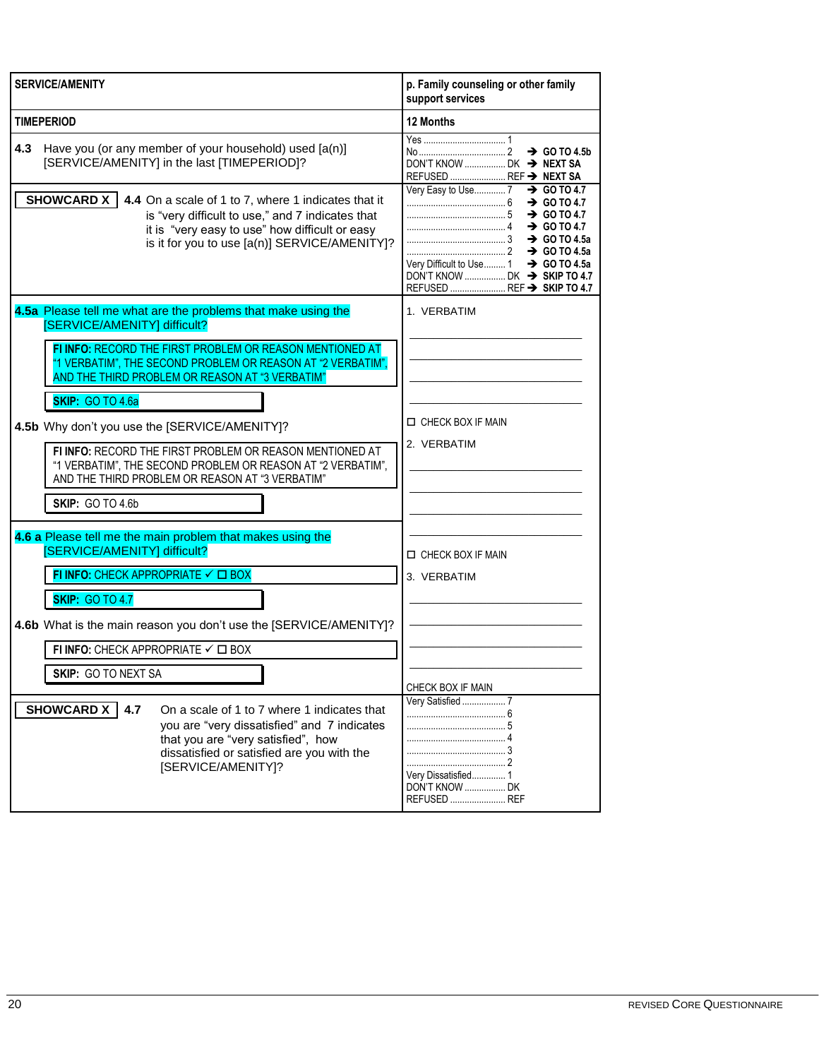| SERVICE/AMENITY | p. Family counseling or other family support services |
| --- | --- |
| TIMEPERIOD | 12 Months |
| **4.3** Have you (or any member of your household) used [a(n)] [SERVICE/AMENITY] in the last [TIMEPERIOD]? | Yes .......... 1<br>No .......... 2 ➔ GO TO 4.5b<br>DON'T KNOW .......... DK ➔ NEXT SA<br>REFUSED .......... REF ➔ NEXT SA |
| **SHOWCARD X** **4.4** On a scale of 1 to 7, where 1 indicates that it is "very difficult to use," and 7 indicates that it is "very easy to use" how difficult or easy is it for you to use [a(n)] SERVICE/AMENITY]? | Very Easy to Use .......... 7 ➔ GO TO 4.7<br>.......... 6 ➔ GO TO 4.7<br>.......... 5 ➔ GO TO 4.7<br>.......... 4 ➔ GO TO 4.7<br>.......... 3 ➔ GO TO 4.5a<br>.......... 2 ➔ GO TO 4.5a<br>Very Difficult to Use .......... 1 ➔ GO TO 4.5a<br>DON'T KNOW .......... DK ➔ SKIP TO 4.7<br>REFUSED .......... REF ➔ SKIP TO 4.7 |
| **4.5a** Please tell me what are the problems that make using the [SERVICE/AMENITY] difficult?<br><br>**FI INFO:** RECORD THE FIRST PROBLEM OR REASON MENTIONED AT "1 VERBATIM", THE SECOND PROBLEM OR REASON AT "2 VERBATIM", AND THE THIRD PROBLEM OR REASON AT "3 VERBATIM"<br><br>**SKIP:** GO TO 4.6a<br><br>**4.5b** Why don't you use the [SERVICE/AMENITY]?<br><br>**FI INFO:** RECORD THE FIRST PROBLEM OR REASON MENTIONED AT "1 VERBATIM", THE SECOND PROBLEM OR REASON AT "2 VERBATIM", AND THE THIRD PROBLEM OR REASON AT "3 VERBATIM"<br><br>**SKIP:** GO TO 4.6b<br><br>**4.6 a** Please tell me the main problem that makes using the [SERVICE/AMENITY] difficult?<br><br>**FI INFO:** CHECK APPROPRIATE ✓ ☐ BOX<br><br>**SKIP:** GO TO 4.7<br><br>**4.6b** What is the main reason you don't use the [SERVICE/AMENITY]?<br><br>**FI INFO:** CHECK APPROPRIATE ✓ ☐ BOX<br><br>**SKIP:** GO TO NEXT SA | 1. VERBATIM<br>\_\_\_\_\_\_\_\_\_\_\_\_\_\_\_\_\_\_\_\_<br>\_\_\_\_\_\_\_\_\_\_\_\_\_\_\_\_\_\_\_\_<br>\_\_\_\_\_\_\_\_\_\_\_\_\_\_\_\_\_\_\_\_<br>\_\_\_\_\_\_\_\_\_\_\_\_\_\_\_\_\_\_\_\_<br>☐ CHECK BOX IF MAIN<br>2. VERBATIM<br>\_\_\_\_\_\_\_\_\_\_\_\_\_\_\_\_\_\_\_\_<br>\_\_\_\_\_\_\_\_\_\_\_\_\_\_\_\_\_\_\_\_<br>\_\_\_\_\_\_\_\_\_\_\_\_\_\_\_\_\_\_\_\_<br>\_\_\_\_\_\_\_\_\_\_\_\_\_\_\_\_\_\_\_\_<br>☐ CHECK BOX IF MAIN<br>3. VERBATIM<br>\_\_\_\_\_\_\_\_\_\_\_\_\_\_\_\_\_\_\_\_<br>\_\_\_\_\_\_\_\_\_\_\_\_\_\_\_\_\_\_\_\_<br>\_\_\_\_\_\_\_\_\_\_\_\_\_\_\_\_\_\_\_\_<br>\_\_\_\_\_\_\_\_\_\_\_\_\_\_\_\_\_\_\_\_<br>CHECK BOX IF MAIN |
| **SHOWCARD X** **4.7** On a scale of 1 to 7 where 1 indicates that you are "very dissatisfied" and 7 indicates that you are "very satisfied", how dissatisfied or satisfied are you with the [SERVICE/AMENITY]? | Very Satisfied .......... 7<br>.......... 6<br>.......... 5<br>.......... 4<br>.......... 3<br>.......... 2<br>Very Dissatisfied .......... 1<br>DON'T KNOW .......... DK<br>REFUSED .......... REF |